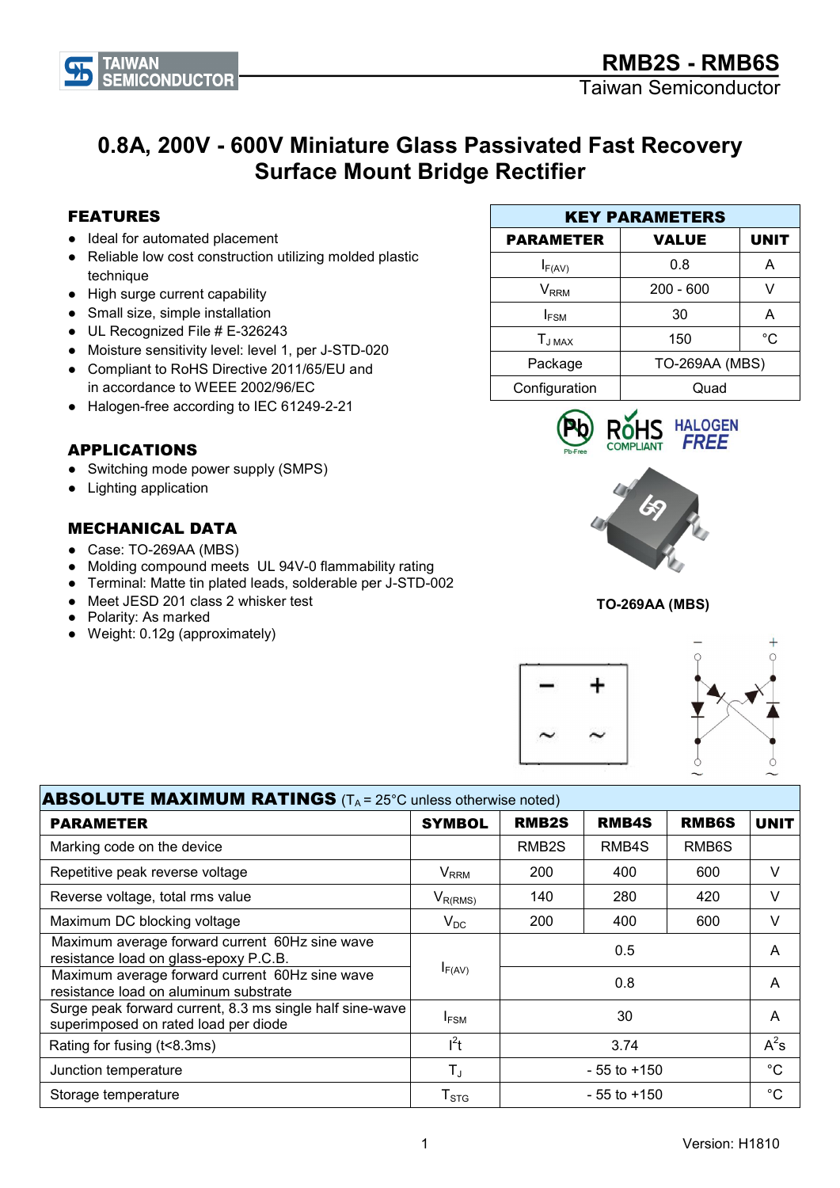# 0.8A, 200V - 600V Miniature Glass Passivated Fast Recovery Surface Mount Bridge Rectifier

## FEATURES

- Ideal for automated placement
- Reliable low cost construction utilizing molded plastic technique
- High surge current capability
- Small size, simple installation
- UL Recognized File # E-326243
- Moisture sensitivity level: level 1, per J-STD-020
- Compliant to RoHS Directive 2011/65/EU and in accordance to WEEE 2002/96/EC
- Halogen-free according to IEC 61249-2-21

| KEY PARAMETERS | | |
|---|---|---|
| **PARAMETER** | **VALUE** | **UNIT** |
| $I_{F(AV)}$ | 0.8 | A |
| $V_{RRM}$ | 200 - 600 | V |
| $I_{FSM}$ | 30 | A |
| $T_{J\ MAX}$ | 150 | °C |
| Package | TO-269AA (MBS) | |
| Configuration | Quad | |

## APPLICATIONS

- Switching mode power supply (SMPS)
- Lighting application

## MECHANICAL DATA

- Case: TO-269AA (MBS)
- Molding compound meets UL 94V-0 flammability rating
- Terminal: Matte tin plated leads, solderable per J-STD-002
- Meet JESD 201 class 2 whisker test
- Polarity: As marked
- Weight: 0.12g (approximately)

TO-269AA (MBS)

## ABSOLUTE MAXIMUM RATINGS ($T_A$ = 25°C unless otherwise noted)

| PARAMETER | SYMBOL | RMB2S | RMB4S | RMB6S | UNIT |
|---|---|---|---|---|---|
| Marking code on the device | | RMB2S | RMB4S | RMB6S | |
| Repetitive peak reverse voltage | $V_{RRM}$ | 200 | 400 | 600 | V |
| Reverse voltage, total rms value | $V_{R(RMS)}$ | 140 | 280 | 420 | V |
| Maximum DC blocking voltage | $V_{DC}$ | 200 | 400 | 600 | V |
| Maximum average forward current 60Hz sine wave resistance load on glass-epoxy P.C.B. | $I_{F(AV)}$ | 0.5 | | | A |
| Maximum average forward current 60Hz sine wave resistance load on aluminum substrate | $I_{F(AV)}$ | 0.8 | | | A |
| Surge peak forward current, 8.3 ms single half sine-wave superimposed on rated load per diode | $I_{FSM}$ | 30 | | | A |
| Rating for fusing (t<8.3ms) | $I^2t$ | 3.74 | | | $A^2s$ |
| Junction temperature | $T_J$ | - 55 to +150 | | | °C |
| Storage temperature | $T_{STG}$ | - 55 to +150 | | | °C |

Version: H1810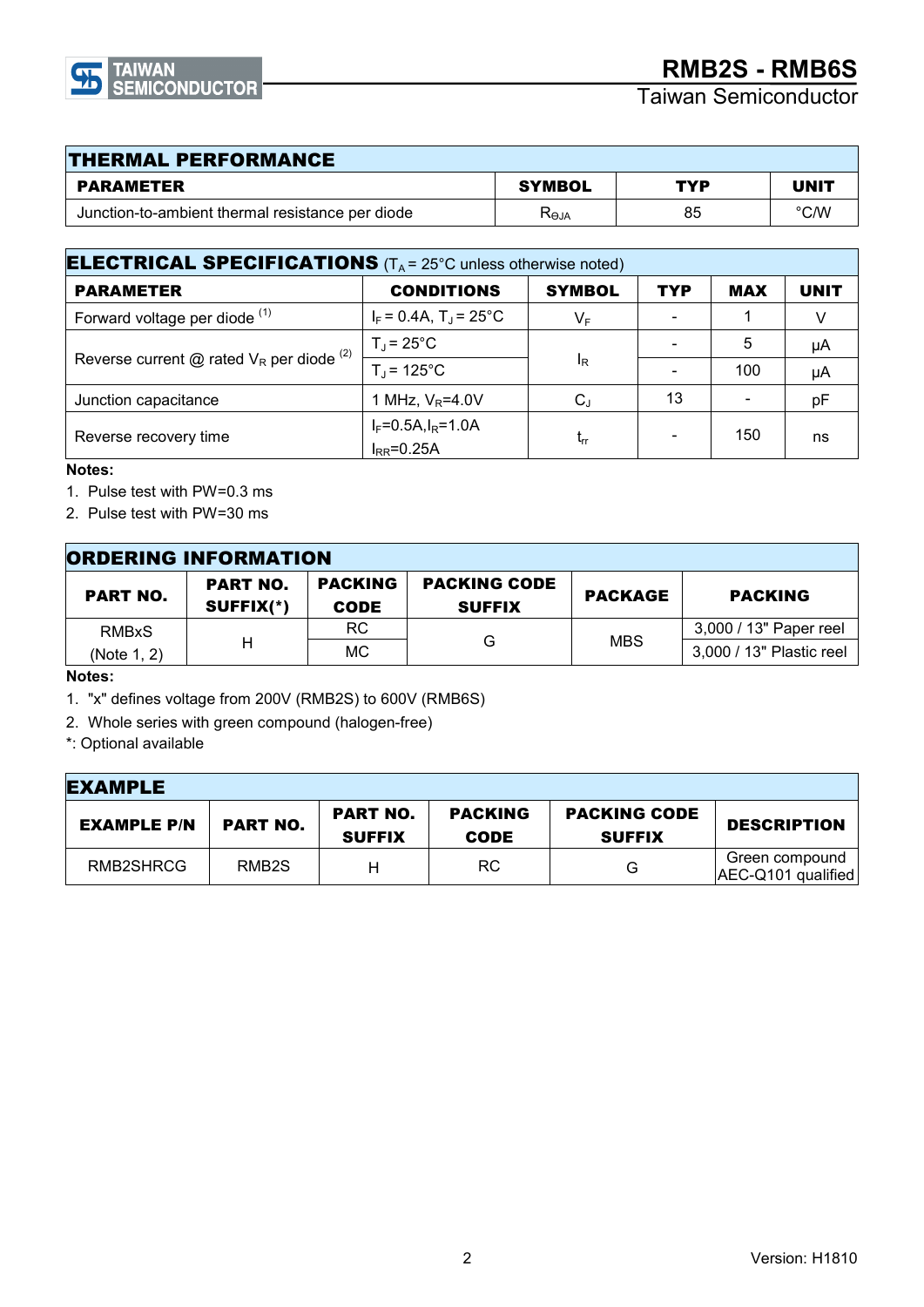## THERMAL PERFORMANCE

| PARAMETER | SYMBOL | TYP | UNIT |
|---|---|---|---|
| Junction-to-ambient thermal resistance per diode | $R_{\Theta JA}$ | 85 | °C/W |

## ELECTRICAL SPECIFICATIONS ($T_A$ = 25°C unless otherwise noted)

| PARAMETER | CONDITIONS | SYMBOL | TYP | MAX | UNIT |
|---|---|---|---|---|---|
| Forward voltage per diode [(1)] | $I_F$ = 0.4A, $T_J$ = 25°C | $V_F$ | - | 1 | V |
| Reverse current @ rated $V_R$ per diode [(2)] | $T_J$ = 25°C | $I_R$ | - | 5 | μA |
| | $T_J$ = 125°C | | - | 100 | μA |
| Junction capacitance | 1 MHz, $V_R$=4.0V | $C_J$ | 13 | - | pF |
| Reverse recovery time | $I_F$=0.5A,$I_R$=1.0A $I_{RR}$=0.25A | $t_{rr}$ | - | 150 | ns |

**Notes:**

1. Pulse test with PW=0.3 ms
2. Pulse test with PW=30 ms

## ORDERING INFORMATION

| PART NO. | PART NO. SUFFIX(*) | PACKING CODE | PACKING CODE SUFFIX | PACKAGE | PACKING |
|---|---|---|---|---|---|
| RMBxS (Note 1, 2) | H | RC | G | MBS | 3,000 / 13" Paper reel |
| | | MC | | | 3,000 / 13" Plastic reel |

**Notes:**

1. "x" defines voltage from 200V (RMB2S) to 600V (RMB6S)
2. Whole series with green compound (halogen-free)

*: Optional available

## EXAMPLE

| EXAMPLE P/N | PART NO. | PART NO. SUFFIX | PACKING CODE | PACKING CODE SUFFIX | DESCRIPTION |
|---|---|---|---|---|---|
| RMB2SHRCG | RMB2S | H | RC | G | Green compound AEC-Q101 qualified |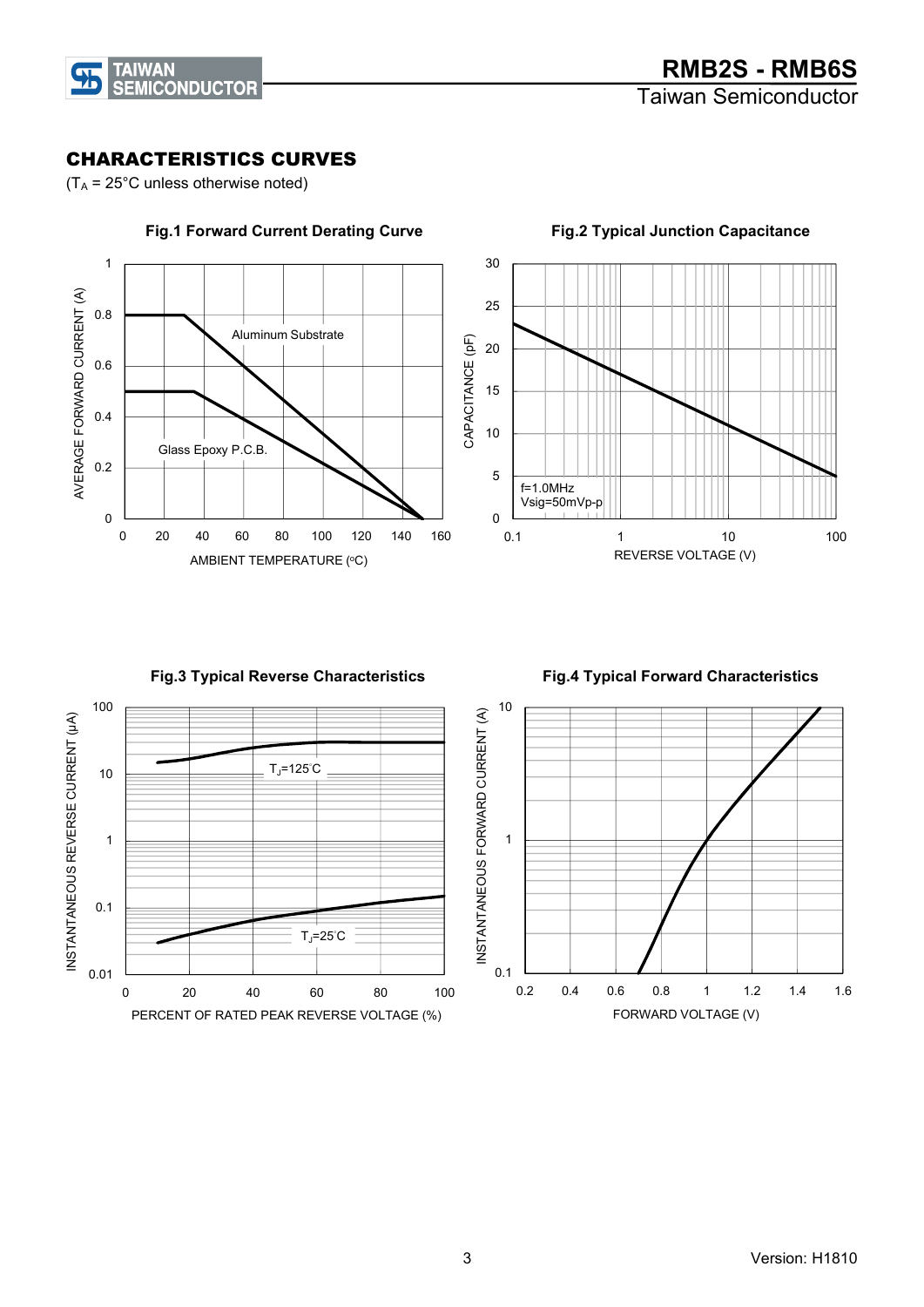## CHARACTERISTICS CURVES

($T_A$ = 25°C unless otherwise noted)

**Fig.1 Forward Current Derating Curve**

**Fig.2 Typical Junction Capacitance**

**Fig.3 Typical Reverse Characteristics**

**Fig.4 Typical Forward Characteristics**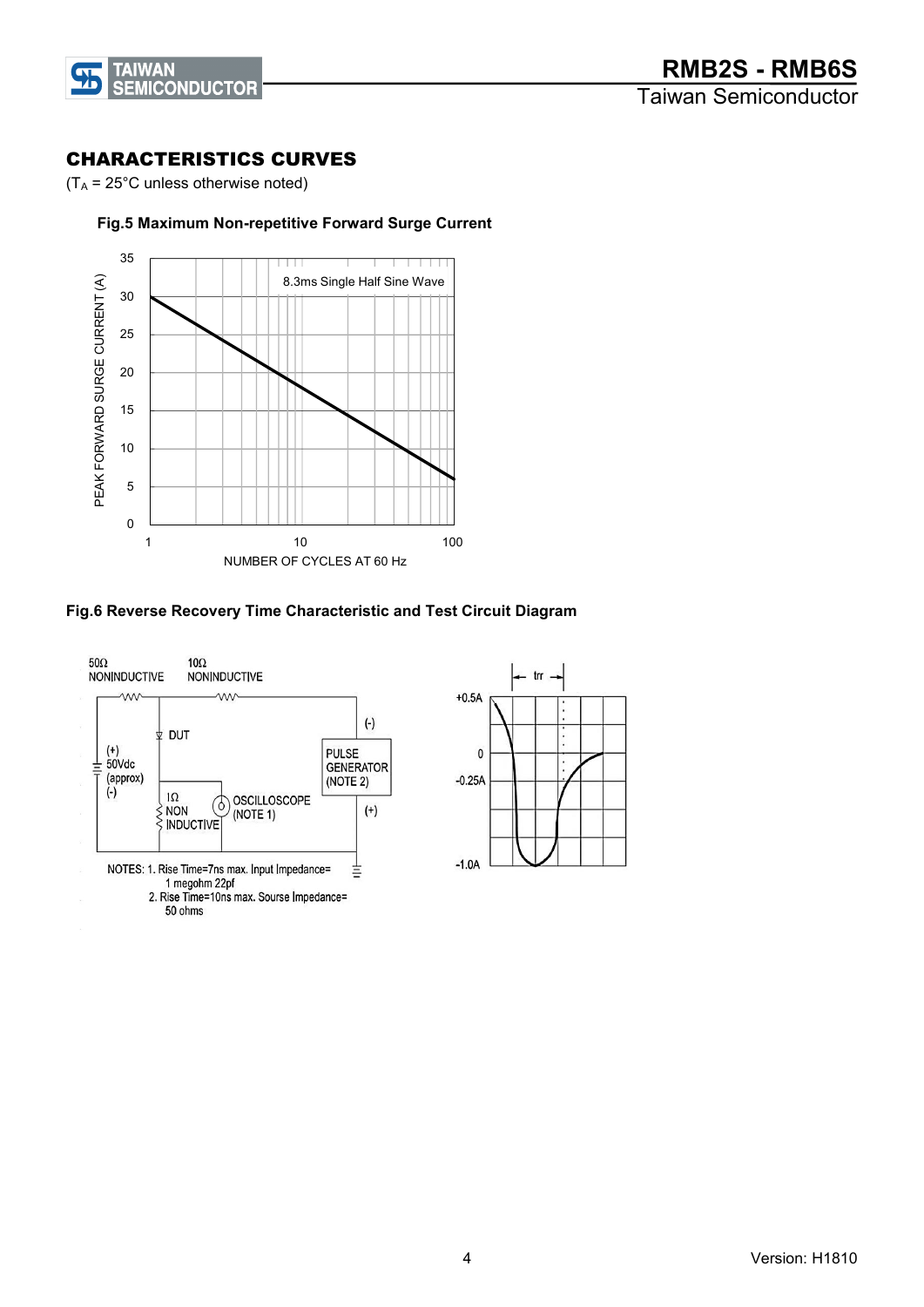## CHARACTERISTICS CURVES

($T_A$ = 25°C unless otherwise noted)

**Fig.5 Maximum Non-repetitive Forward Surge Current**

**Fig.6 Reverse Recovery Time Characteristic and Test Circuit Diagram**

NOTES: 1. Rise Time=7ns max. Input Impedance= 1 megohm 22pf

2. Rise Time=10ns max. Sourse Impedance= 50 ohms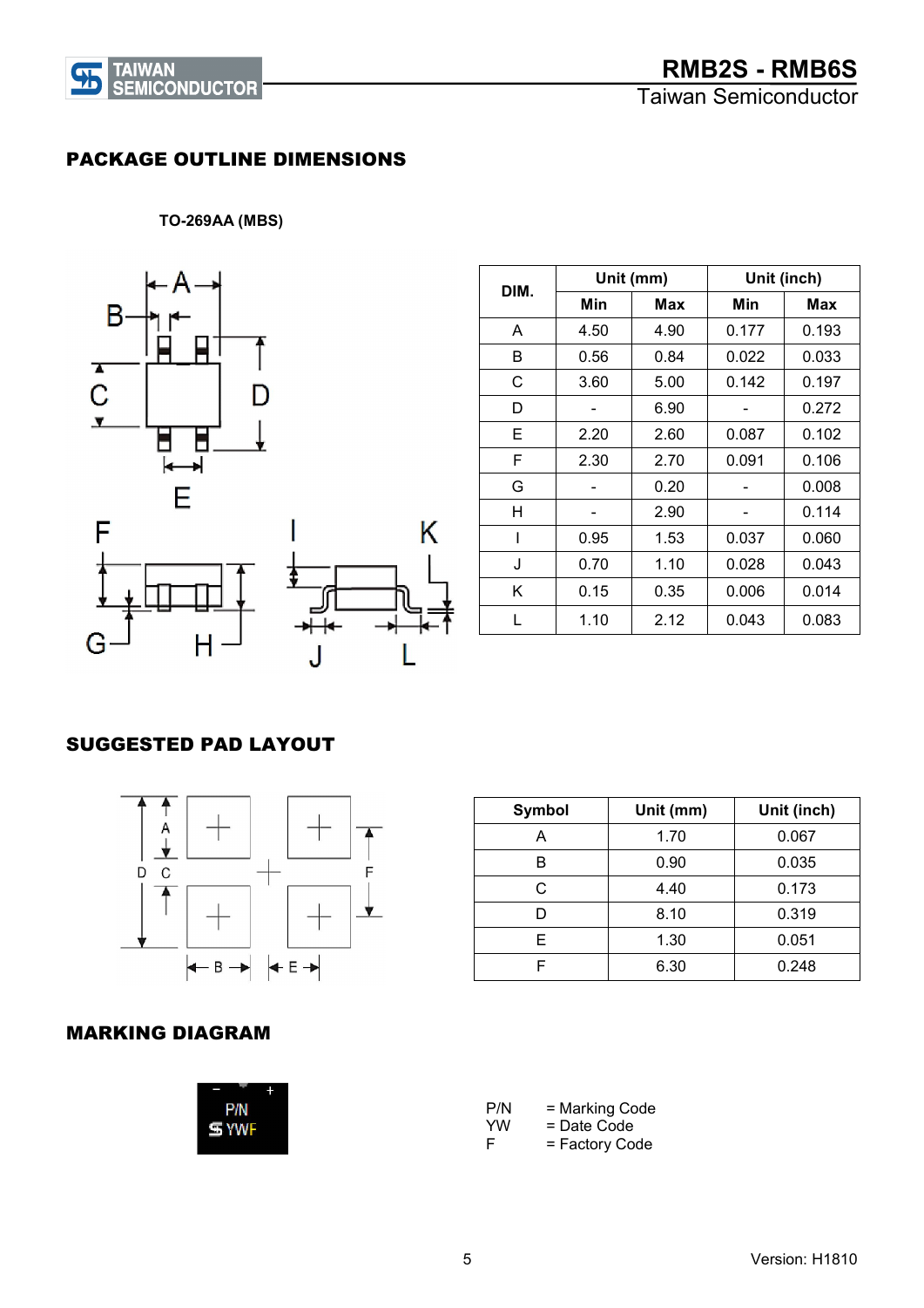## PACKAGE OUTLINE DIMENSIONS

**TO-269AA (MBS)**

| DIM. | Unit (mm) | | Unit (inch) | |
|---|---|---|---|---|
| | Min | Max | Min | Max |
| A | 4.50 | 4.90 | 0.177 | 0.193 |
| B | 0.56 | 0.84 | 0.022 | 0.033 |
| C | 3.60 | 5.00 | 0.142 | 0.197 |
| D | - | 6.90 | - | 0.272 |
| E | 2.20 | 2.60 | 0.087 | 0.102 |
| F | 2.30 | 2.70 | 0.091 | 0.106 |
| G | - | 0.20 | - | 0.008 |
| H | - | 2.90 | - | 0.114 |
| I | 0.95 | 1.53 | 0.037 | 0.060 |
| J | 0.70 | 1.10 | 0.028 | 0.043 |
| K | 0.15 | 0.35 | 0.006 | 0.014 |
| L | 1.10 | 2.12 | 0.043 | 0.083 |

## SUGGESTED PAD LAYOUT

| Symbol | Unit (mm) | Unit (inch) |
|---|---|---|
| A | 1.70 | 0.067 |
| B | 0.90 | 0.035 |
| C | 4.40 | 0.173 |
| D | 8.10 | 0.319 |
| E | 1.30 | 0.051 |
| F | 6.30 | 0.248 |

## MARKING DIAGRAM

P/N = Marking Code
YW = Date Code
F = Factory Code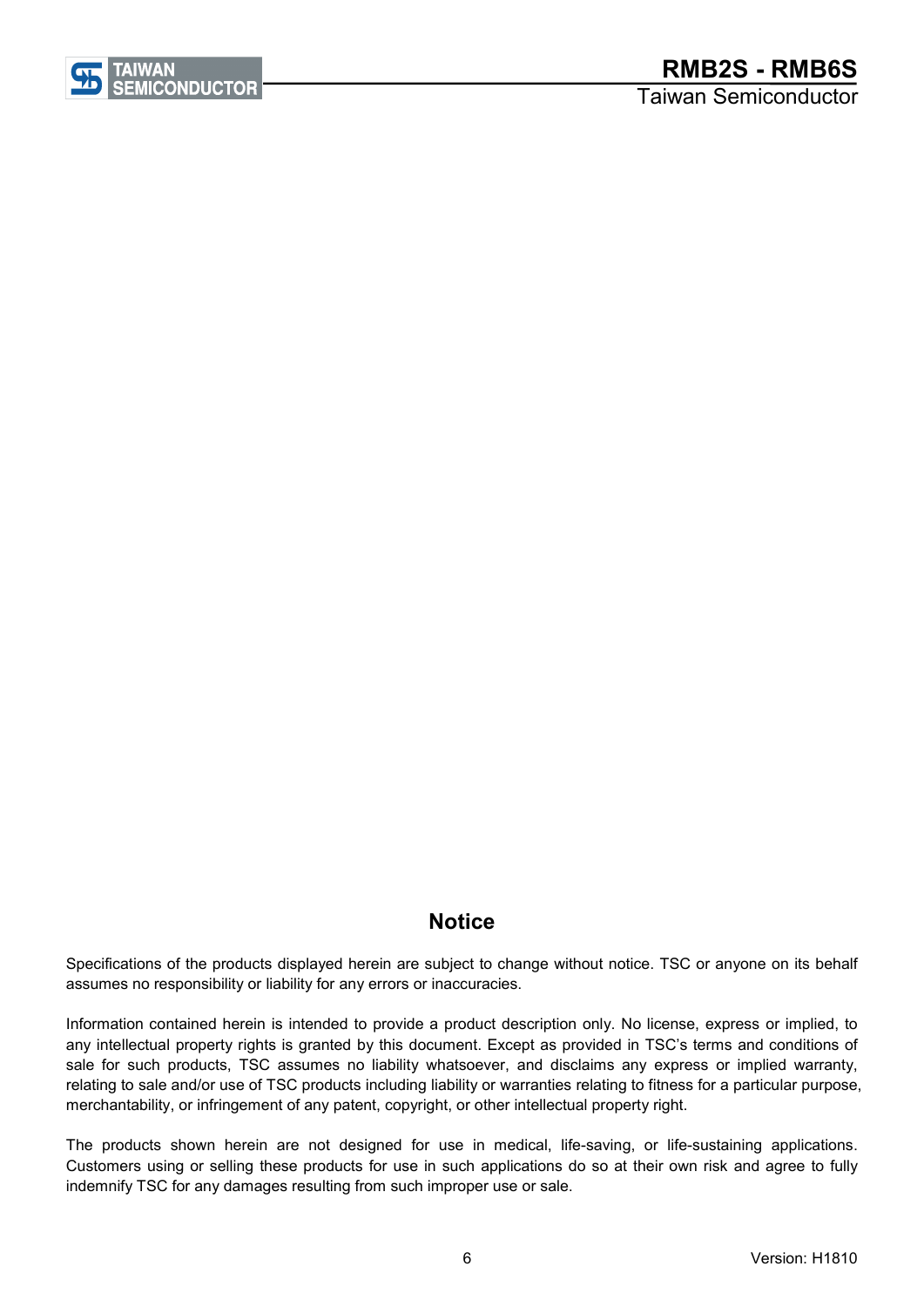## Notice

Specifications of the products displayed herein are subject to change without notice. TSC or anyone on its behalf assumes no responsibility or liability for any errors or inaccuracies.

Information contained herein is intended to provide a product description only. No license, express or implied, to any intellectual property rights is granted by this document. Except as provided in TSC's terms and conditions of sale for such products, TSC assumes no liability whatsoever, and disclaims any express or implied warranty, relating to sale and/or use of TSC products including liability or warranties relating to fitness for a particular purpose, merchantability, or infringement of any patent, copyright, or other intellectual property right.

The products shown herein are not designed for use in medical, life-saving, or life-sustaining applications. Customers using or selling these products for use in such applications do so at their own risk and agree to fully indemnify TSC for any damages resulting from such improper use or sale.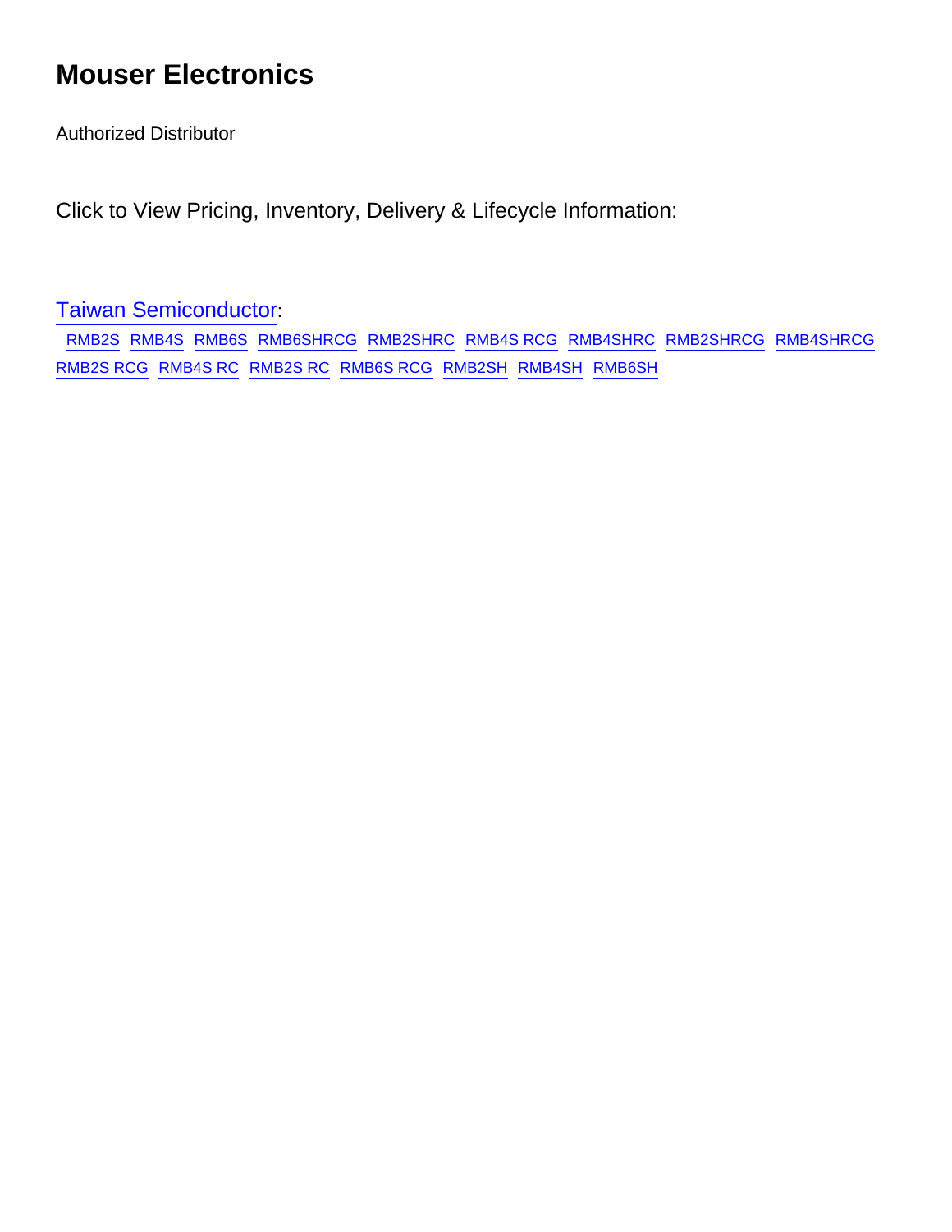# Mouser Electronics

Authorized Distributor

Click to View Pricing, Inventory, Delivery & Lifecycle Information:

Taiwan Semiconductor:

RMB2S RMB4S RMB6S RMB6SHRCG RMB2SHRC RMB4S RCG RMB4SHRC RMB2SHRCG RMB4SHRCG RMB2S RCG RMB4S RC RMB2S RC RMB6S RCG RMB2SH RMB4SH RMB6SH